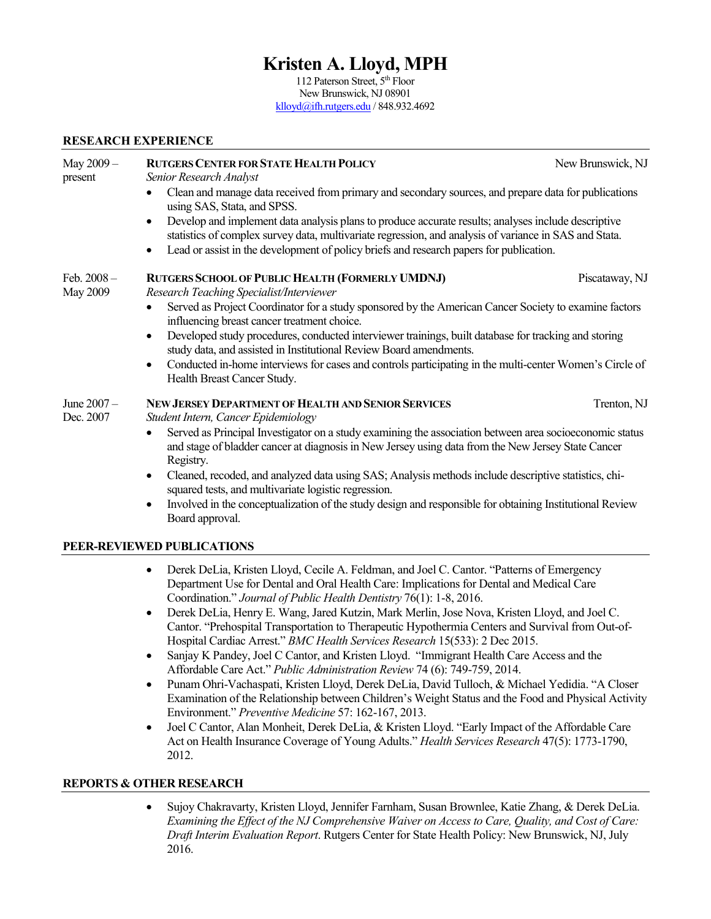# Kristen A. Lloyd, MPH

112 Paterson Street, 5th Floor
New Brunswick, NJ 08901
klloyd@ifh.rutgers.edu / 848.932.4692

## RESEARCH EXPERIENCE

**May 2009 – present** — **RUTGERS CENTER FOR STATE HEALTH POLICY**, New Brunswick, NJ
*Senior Research Analyst*

- Clean and manage data received from primary and secondary sources, and prepare data for publications using SAS, Stata, and SPSS.
- Develop and implement data analysis plans to produce accurate results; analyses include descriptive statistics of complex survey data, multivariate regression, and analysis of variance in SAS and Stata.
- Lead or assist in the development of policy briefs and research papers for publication.

**Feb. 2008 – May 2009** — **RUTGERS SCHOOL OF PUBLIC HEALTH (FORMERLY UMDNJ)**, Piscataway, NJ
*Research Teaching Specialist/Interviewer*

- Served as Project Coordinator for a study sponsored by the American Cancer Society to examine factors influencing breast cancer treatment choice.
- Developed study procedures, conducted interviewer trainings, built database for tracking and storing study data, and assisted in Institutional Review Board amendments.
- Conducted in-home interviews for cases and controls participating in the multi-center Women's Circle of Health Breast Cancer Study.

**June 2007 – Dec. 2007** — **NEW JERSEY DEPARTMENT OF HEALTH AND SENIOR SERVICES**, Trenton, NJ
*Student Intern, Cancer Epidemiology*

- Served as Principal Investigator on a study examining the association between area socioeconomic status and stage of bladder cancer at diagnosis in New Jersey using data from the New Jersey State Cancer Registry.
- Cleaned, recoded, and analyzed data using SAS; Analysis methods include descriptive statistics, chi-squared tests, and multivariate logistic regression.
- Involved in the conceptualization of the study design and responsible for obtaining Institutional Review Board approval.

## PEER-REVIEWED PUBLICATIONS

- Derek DeLia, Kristen Lloyd, Cecile A. Feldman, and Joel C. Cantor. "Patterns of Emergency Department Use for Dental and Oral Health Care: Implications for Dental and Medical Care Coordination." *Journal of Public Health Dentistry* 76(1): 1-8, 2016.
- Derek DeLia, Henry E. Wang, Jared Kutzin, Mark Merlin, Jose Nova, Kristen Lloyd, and Joel C. Cantor. "Prehospital Transportation to Therapeutic Hypothermia Centers and Survival from Out-of-Hospital Cardiac Arrest." *BMC Health Services Research* 15(533): 2 Dec 2015.
- Sanjay K Pandey, Joel C Cantor, and Kristen Lloyd. "Immigrant Health Care Access and the Affordable Care Act." *Public Administration Review* 74 (6): 749-759, 2014.
- Punam Ohri-Vachaspati, Kristen Lloyd, Derek DeLia, David Tulloch, & Michael Yedidia. "A Closer Examination of the Relationship between Children's Weight Status and the Food and Physical Activity Environment." *Preventive Medicine* 57: 162-167, 2013.
- Joel C Cantor, Alan Monheit, Derek DeLia, & Kristen Lloyd. "Early Impact of the Affordable Care Act on Health Insurance Coverage of Young Adults." *Health Services Research* 47(5): 1773-1790, 2012.

## REPORTS & OTHER RESEARCH

- Sujoy Chakravarty, Kristen Lloyd, Jennifer Farnham, Susan Brownlee, Katie Zhang, & Derek DeLia. *Examining the Effect of the NJ Comprehensive Waiver on Access to Care, Quality, and Cost of Care: Draft Interim Evaluation Report*. Rutgers Center for State Health Policy: New Brunswick, NJ, July 2016.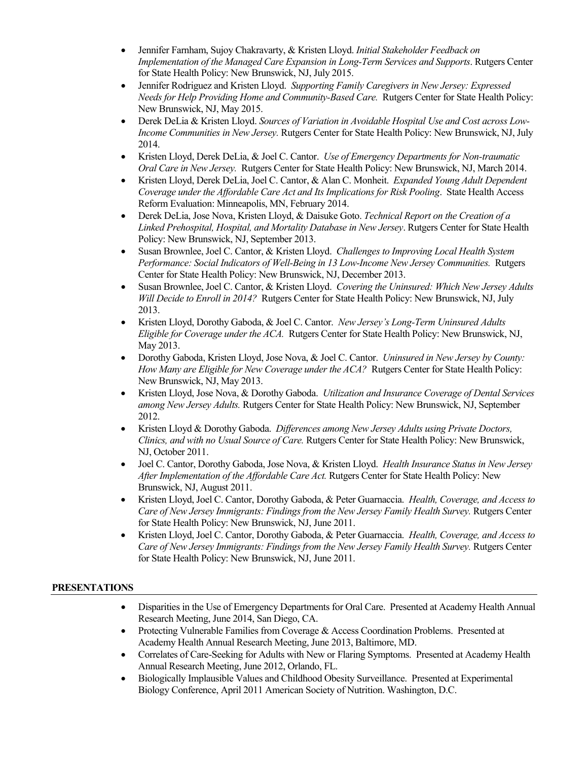- Jennifer Farnham, Sujoy Chakravarty, & Kristen Lloyd. *Initial Stakeholder Feedback on Implementation of the Managed Care Expansion in Long-Term Services and Supports*. Rutgers Center for State Health Policy: New Brunswick, NJ, July 2015.
- Jennifer Rodriguez and Kristen Lloyd. *Supporting Family Caregivers in New Jersey: Expressed Needs for Help Providing Home and Community-Based Care.* Rutgers Center for State Health Policy: New Brunswick, NJ, May 2015.
- Derek DeLia & Kristen Lloyd. *Sources of Variation in Avoidable Hospital Use and Cost across Low-Income Communities in New Jersey.* Rutgers Center for State Health Policy: New Brunswick, NJ, July 2014.
- Kristen Lloyd, Derek DeLia, & Joel C. Cantor. *Use of Emergency Departments for Non-traumatic Oral Care in New Jersey.* Rutgers Center for State Health Policy: New Brunswick, NJ, March 2014.
- Kristen Lloyd, Derek DeLia, Joel C. Cantor, & Alan C. Monheit. *Expanded Young Adult Dependent Coverage under the Affordable Care Act and Its Implications for Risk Pooling*. State Health Access Reform Evaluation: Minneapolis, MN, February 2014.
- Derek DeLia, Jose Nova, Kristen Lloyd, & Daisuke Goto. *Technical Report on the Creation of a Linked Prehospital, Hospital, and Mortality Database in New Jersey*. Rutgers Center for State Health Policy: New Brunswick, NJ, September 2013.
- Susan Brownlee, Joel C. Cantor, & Kristen Lloyd. *Challenges to Improving Local Health System Performance: Social Indicators of Well-Being in 13 Low-Income New Jersey Communities.* Rutgers Center for State Health Policy: New Brunswick, NJ, December 2013.
- Susan Brownlee, Joel C. Cantor, & Kristen Lloyd. *Covering the Uninsured: Which New Jersey Adults Will Decide to Enroll in 2014?* Rutgers Center for State Health Policy: New Brunswick, NJ, July 2013.
- Kristen Lloyd, Dorothy Gaboda, & Joel C. Cantor. *New Jersey's Long-Term Uninsured Adults Eligible for Coverage under the ACA.* Rutgers Center for State Health Policy: New Brunswick, NJ, May 2013.
- Dorothy Gaboda, Kristen Lloyd, Jose Nova, & Joel C. Cantor. *Uninsured in New Jersey by County: How Many are Eligible for New Coverage under the ACA?* Rutgers Center for State Health Policy: New Brunswick, NJ, May 2013.
- Kristen Lloyd, Jose Nova, & Dorothy Gaboda. *Utilization and Insurance Coverage of Dental Services among New Jersey Adults.* Rutgers Center for State Health Policy: New Brunswick, NJ, September 2012.
- Kristen Lloyd & Dorothy Gaboda. *Differences among New Jersey Adults using Private Doctors, Clinics, and with no Usual Source of Care.* Rutgers Center for State Health Policy: New Brunswick, NJ, October 2011.
- Joel C. Cantor, Dorothy Gaboda, Jose Nova, & Kristen Lloyd. *Health Insurance Status in New Jersey After Implementation of the Affordable Care Act.* Rutgers Center for State Health Policy: New Brunswick, NJ, August 2011.
- Kristen Lloyd, Joel C. Cantor, Dorothy Gaboda, & Peter Guarnaccia. *Health, Coverage, and Access to Care of New Jersey Immigrants: Findings from the New Jersey Family Health Survey.* Rutgers Center for State Health Policy: New Brunswick, NJ, June 2011.
- Kristen Lloyd, Joel C. Cantor, Dorothy Gaboda, & Peter Guarnaccia. *Health, Coverage, and Access to Care of New Jersey Immigrants: Findings from the New Jersey Family Health Survey.* Rutgers Center for State Health Policy: New Brunswick, NJ, June 2011.

## PRESENTATIONS

- Disparities in the Use of Emergency Departments for Oral Care. Presented at Academy Health Annual Research Meeting, June 2014, San Diego, CA.
- Protecting Vulnerable Families from Coverage & Access Coordination Problems. Presented at Academy Health Annual Research Meeting, June 2013, Baltimore, MD.
- Correlates of Care-Seeking for Adults with New or Flaring Symptoms. Presented at Academy Health Annual Research Meeting, June 2012, Orlando, FL.
- Biologically Implausible Values and Childhood Obesity Surveillance. Presented at Experimental Biology Conference, April 2011 American Society of Nutrition. Washington, D.C.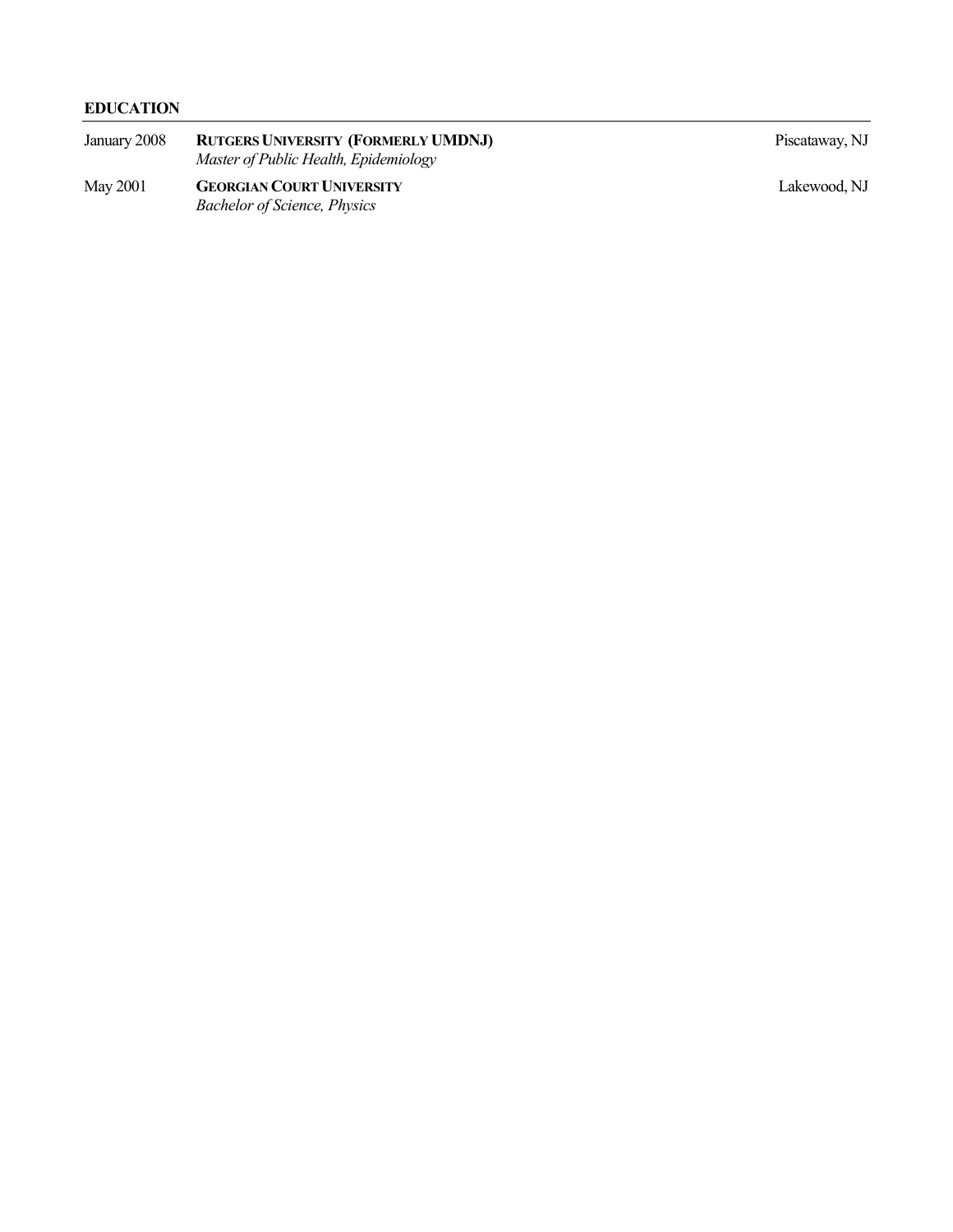## EDUCATION

January 2008 **RUTGERS UNIVERSITY (FORMERLY UMDNJ)** Piscataway, NJ
*Master of Public Health, Epidemiology*

May 2001 **GEORGIAN COURT UNIVERSITY** Lakewood, NJ
*Bachelor of Science, Physics*